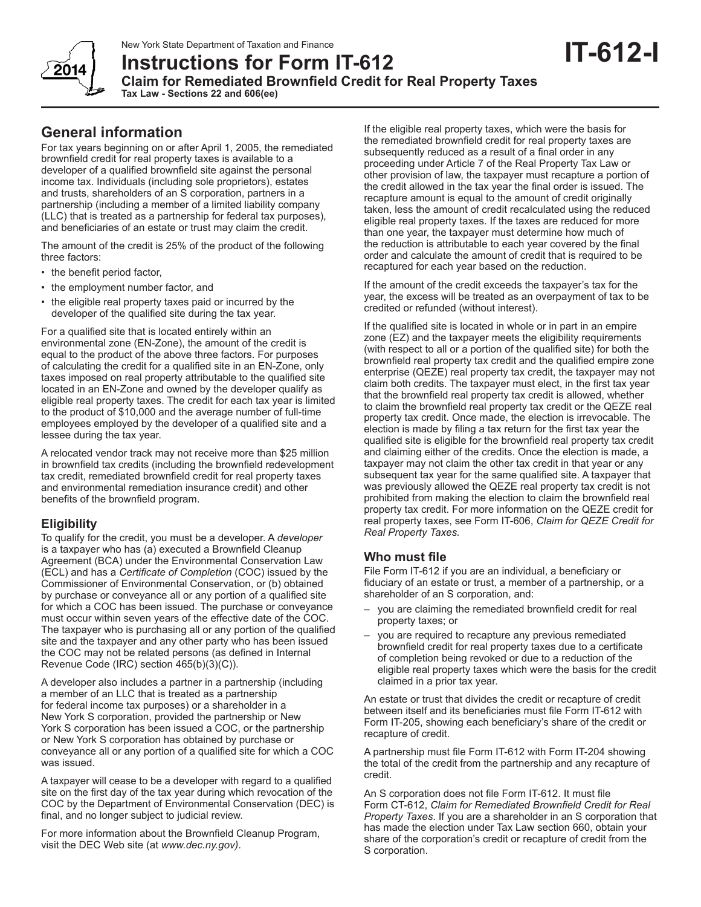New York State Department of Taxation and Finance

# Instructions for Form IT-612

**IT-612-I**

## Claim for Remediated Brownfield Credit for Real Property Taxes

**Tax Law - Sections 22 and 606(ee)**

## General information

For tax years beginning on or after April 1, 2005, the remediated brownfield credit for real property taxes is available to a developer of a qualified brownfield site against the personal income tax. Individuals (including sole proprietors), estates and trusts, shareholders of an S corporation, partners in a partnership (including a member of a limited liability company (LLC) that is treated as a partnership for federal tax purposes), and beneficiaries of an estate or trust may claim the credit.

The amount of the credit is 25% of the product of the following three factors:

- the benefit period factor,
- the employment number factor, and
- the eligible real property taxes paid or incurred by the developer of the qualified site during the tax year.

For a qualified site that is located entirely within an environmental zone (EN-Zone), the amount of the credit is equal to the product of the above three factors. For purposes of calculating the credit for a qualified site in an EN-Zone, only taxes imposed on real property attributable to the qualified site located in an EN-Zone and owned by the developer qualify as eligible real property taxes. The credit for each tax year is limited to the product of $10,000 and the average number of full-time employees employed by the developer of a qualified site and a lessee during the tax year.

A relocated vendor track may not receive more than $25 million in brownfield tax credits (including the brownfield redevelopment tax credit, remediated brownfield credit for real property taxes and environmental remediation insurance credit) and other benefits of the brownfield program.

### Eligibility

To qualify for the credit, you must be a developer. A *developer* is a taxpayer who has (a) executed a Brownfield Cleanup Agreement (BCA) under the Environmental Conservation Law (ECL) and has a *Certificate of Completion* (COC) issued by the Commissioner of Environmental Conservation, or (b) obtained by purchase or conveyance all or any portion of a qualified site for which a COC has been issued. The purchase or conveyance must occur within seven years of the effective date of the COC. The taxpayer who is purchasing all or any portion of the qualified site and the taxpayer and any other party who has been issued the COC may not be related persons (as defined in Internal Revenue Code (IRC) section 465(b)(3)(C)).

A developer also includes a partner in a partnership (including a member of an LLC that is treated as a partnership for federal income tax purposes) or a shareholder in a New York S corporation, provided the partnership or New York S corporation has been issued a COC, or the partnership or New York S corporation has obtained by purchase or conveyance all or any portion of a qualified site for which a COC was issued.

A taxpayer will cease to be a developer with regard to a qualified site on the first day of the tax year during which revocation of the COC by the Department of Environmental Conservation (DEC) is final, and no longer subject to judicial review.

For more information about the Brownfield Cleanup Program, visit the DEC Web site (at *www.dec.ny.gov)*.

If the eligible real property taxes, which were the basis for the remediated brownfield credit for real property taxes are subsequently reduced as a result of a final order in any proceeding under Article 7 of the Real Property Tax Law or other provision of law, the taxpayer must recapture a portion of the credit allowed in the tax year the final order is issued. The recapture amount is equal to the amount of credit originally taken, less the amount of credit recalculated using the reduced eligible real property taxes. If the taxes are reduced for more than one year, the taxpayer must determine how much of the reduction is attributable to each year covered by the final order and calculate the amount of credit that is required to be recaptured for each year based on the reduction.

If the amount of the credit exceeds the taxpayer's tax for the year, the excess will be treated as an overpayment of tax to be credited or refunded (without interest).

If the qualified site is located in whole or in part in an empire zone (EZ) and the taxpayer meets the eligibility requirements (with respect to all or a portion of the qualified site) for both the brownfield real property tax credit and the qualified empire zone enterprise (QEZE) real property tax credit, the taxpayer may not claim both credits. The taxpayer must elect, in the first tax year that the brownfield real property tax credit is allowed, whether to claim the brownfield real property tax credit or the QEZE real property tax credit. Once made, the election is irrevocable. The election is made by filing a tax return for the first tax year the qualified site is eligible for the brownfield real property tax credit and claiming either of the credits. Once the election is made, a taxpayer may not claim the other tax credit in that year or any subsequent tax year for the same qualified site. A taxpayer that was previously allowed the QEZE real property tax credit is not prohibited from making the election to claim the brownfield real property tax credit. For more information on the QEZE credit for real property taxes, see Form IT-606, *Claim for QEZE Credit for Real Property Taxes.*

### Who must file

File Form IT-612 if you are an individual, a beneficiary or fiduciary of an estate or trust, a member of a partnership, or a shareholder of an S corporation, and:

- you are claiming the remediated brownfield credit for real property taxes; or
- you are required to recapture any previous remediated brownfield credit for real property taxes due to a certificate of completion being revoked or due to a reduction of the eligible real property taxes which were the basis for the credit claimed in a prior tax year.

An estate or trust that divides the credit or recapture of credit between itself and its beneficiaries must file Form IT-612 with Form IT-205, showing each beneficiary's share of the credit or recapture of credit.

A partnership must file Form IT-612 with Form IT-204 showing the total of the credit from the partnership and any recapture of credit.

An S corporation does not file Form IT-612. It must file Form CT-612, *Claim for Remediated Brownfield Credit for Real Property Taxes*. If you are a shareholder in an S corporation that has made the election under Tax Law section 660, obtain your share of the corporation's credit or recapture of credit from the S corporation.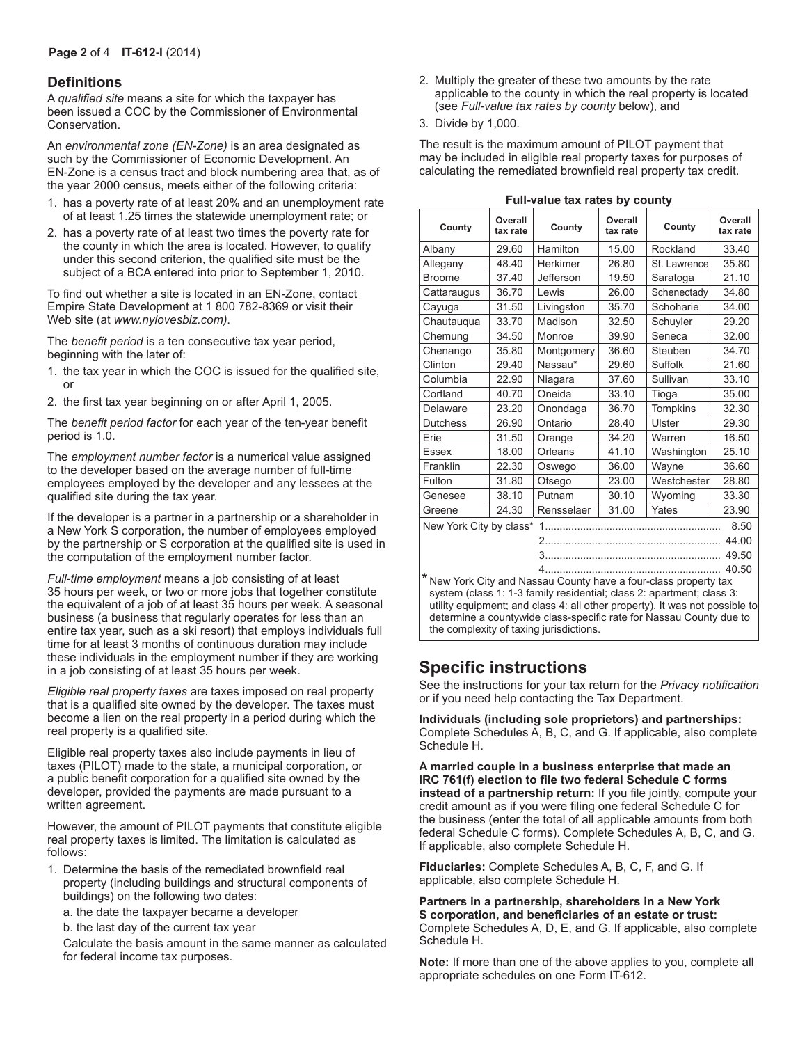## Definitions

A *qualified site* means a site for which the taxpayer has been issued a COC by the Commissioner of Environmental Conservation.

An *environmental zone (EN-Zone)* is an area designated as such by the Commissioner of Economic Development. An EN-Zone is a census tract and block numbering area that, as of the year 2000 census, meets either of the following criteria:

1. has a poverty rate of at least 20% and an unemployment rate of at least 1.25 times the statewide unemployment rate; or
2. has a poverty rate of at least two times the poverty rate for the county in which the area is located. However, to qualify under this second criterion, the qualified site must be the subject of a BCA entered into prior to September 1, 2010.

To find out whether a site is located in an EN-Zone, contact Empire State Development at 1 800 782-8369 or visit their Web site (at *www.nylovesbiz.com)*.

The *benefit period* is a ten consecutive tax year period, beginning with the later of:

1. the tax year in which the COC is issued for the qualified site, or
2. the first tax year beginning on or after April 1, 2005.

The *benefit period factor* for each year of the ten-year benefit period is 1.0.

The *employment number factor* is a numerical value assigned to the developer based on the average number of full-time employees employed by the developer and any lessees at the qualified site during the tax year.

If the developer is a partner in a partnership or a shareholder in a New York S corporation, the number of employees employed by the partnership or S corporation at the qualified site is used in the computation of the employment number factor.

*Full-time employment* means a job consisting of at least 35 hours per week, or two or more jobs that together constitute the equivalent of a job of at least 35 hours per week. A seasonal business (a business that regularly operates for less than an entire tax year, such as a ski resort) that employs individuals full time for at least 3 months of continuous duration may include these individuals in the employment number if they are working in a job consisting of at least 35 hours per week.

*Eligible real property taxes* are taxes imposed on real property that is a qualified site owned by the developer. The taxes must become a lien on the real property in a period during which the real property is a qualified site.

Eligible real property taxes also include payments in lieu of taxes (PILOT) made to the state, a municipal corporation, or a public benefit corporation for a qualified site owned by the developer, provided the payments are made pursuant to a written agreement.

However, the amount of PILOT payments that constitute eligible real property taxes is limited. The limitation is calculated as follows:

1. Determine the basis of the remediated brownfield real property (including buildings and structural components of buildings) on the following two dates:
   a. the date the taxpayer became a developer
   b. the last day of the current tax year

   Calculate the basis amount in the same manner as calculated for federal income tax purposes.
2. Multiply the greater of these two amounts by the rate applicable to the county in which the real property is located (see *Full-value tax rates by county* below), and
3. Divide by 1,000.

The result is the maximum amount of PILOT payment that may be included in eligible real property taxes for purposes of calculating the remediated brownfield real property tax credit.

**Full-value tax rates by county**

| County | Overall tax rate | County | Overall tax rate | County | Overall tax rate |
|---|---|---|---|---|---|
| Albany | 29.60 | Hamilton | 15.00 | Rockland | 33.40 |
| Allegany | 48.40 | Herkimer | 26.80 | St. Lawrence | 35.80 |
| Broome | 37.40 | Jefferson | 19.50 | Saratoga | 21.10 |
| Cattaraugus | 36.70 | Lewis | 26.00 | Schenectady | 34.80 |
| Cayuga | 31.50 | Livingston | 35.70 | Schoharie | 34.00 |
| Chautauqua | 33.70 | Madison | 32.50 | Schuyler | 29.20 |
| Chemung | 34.50 | Monroe | 39.90 | Seneca | 32.00 |
| Chenango | 35.80 | Montgomery | 36.60 | Steuben | 34.70 |
| Clinton | 29.40 | Nassau* | 29.60 | Suffolk | 21.60 |
| Columbia | 22.90 | Niagara | 37.60 | Sullivan | 33.10 |
| Cortland | 40.70 | Oneida | 33.10 | Tioga | 35.00 |
| Delaware | 23.20 | Onondaga | 36.70 | Tompkins | 32.30 |
| Dutchess | 26.90 | Ontario | 28.40 | Ulster | 29.30 |
| Erie | 31.50 | Orange | 34.20 | Warren | 16.50 |
| Essex | 18.00 | Orleans | 41.10 | Washington | 25.10 |
| Franklin | 22.30 | Oswego | 36.00 | Wayne | 36.60 |
| Fulton | 31.80 | Otsego | 23.00 | Westchester | 28.80 |
| Genesee | 38.10 | Putnam | 30.10 | Wyoming | 33.30 |
| Greene | 24.30 | Rensselaer | 31.00 | Yates | 23.90 |

New York City by class*
1 .......... 8.50
2 .......... 44.00
3 .......... 49.50
4 .......... 40.50

\* New York City and Nassau County have a four-class property tax system (class 1: 1-3 family residential; class 2: apartment; class 3: utility equipment; and class 4: all other property). It was not possible to determine a countywide class-specific rate for Nassau County due to the complexity of taxing jurisdictions.

# Specific instructions

See the instructions for your tax return for the *Privacy notification* or if you need help contacting the Tax Department.

**Individuals (including sole proprietors) and partnerships:** Complete Schedules A, B, C, and G. If applicable, also complete Schedule H.

**A married couple in a business enterprise that made an IRC 761(f) election to file two federal Schedule C forms instead of a partnership return:** If you file jointly, compute your credit amount as if you were filing one federal Schedule C for the business (enter the total of all applicable amounts from both federal Schedule C forms). Complete Schedules A, B, C, and G. If applicable, also complete Schedule H.

**Fiduciaries:** Complete Schedules A, B, C, F, and G. If applicable, also complete Schedule H.

**Partners in a partnership, shareholders in a New York S corporation, and beneficiaries of an estate or trust:** Complete Schedules A, D, E, and G. If applicable, also complete Schedule H.

**Note:** If more than one of the above applies to you, complete all appropriate schedules on one Form IT-612.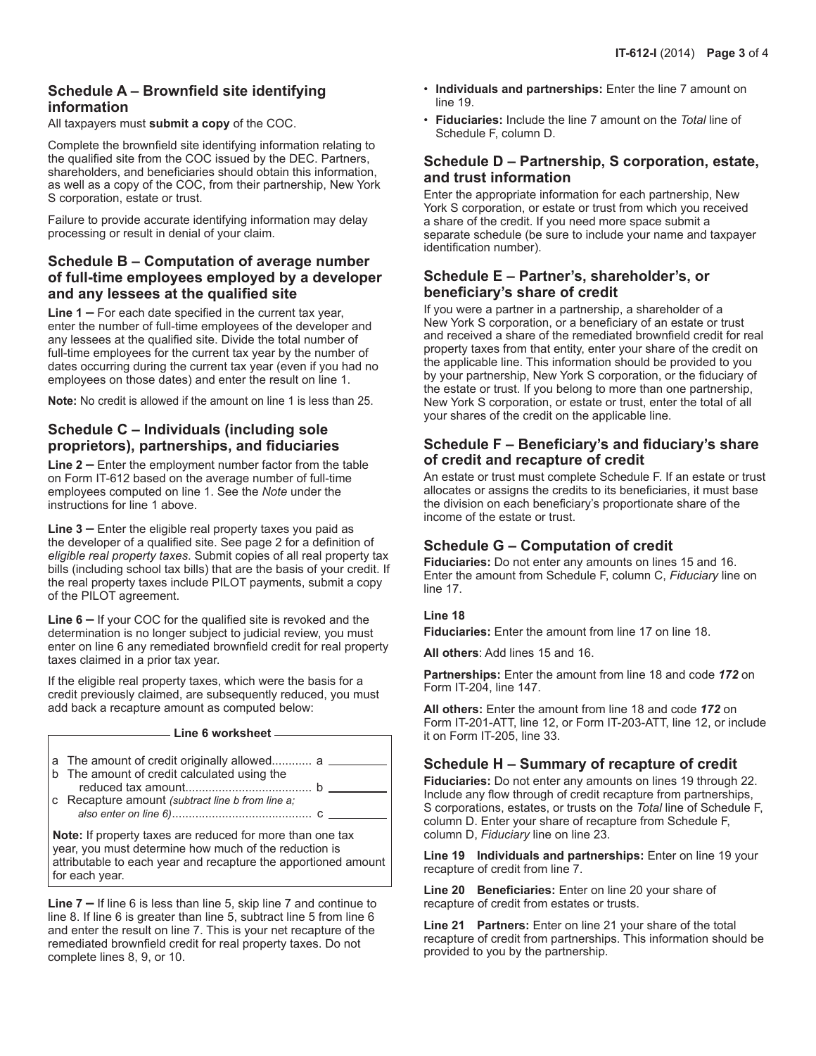## Schedule A – Brownfield site identifying information

All taxpayers must **submit a copy** of the COC.

Complete the brownfield site identifying information relating to the qualified site from the COC issued by the DEC. Partners, shareholders, and beneficiaries should obtain this information, as well as a copy of the COC, from their partnership, New York S corporation, estate or trust.

Failure to provide accurate identifying information may delay processing or result in denial of your claim.

## Schedule B – Computation of average number of full-time employees employed by a developer and any lessees at the qualified site

**Line 1 –** For each date specified in the current tax year, enter the number of full-time employees of the developer and any lessees at the qualified site. Divide the total number of full-time employees for the current tax year by the number of dates occurring during the current tax year (even if you had no employees on those dates) and enter the result on line 1.

**Note:** No credit is allowed if the amount on line 1 is less than 25.

## Schedule C – Individuals (including sole proprietors), partnerships, and fiduciaries

**Line 2 –** Enter the employment number factor from the table on Form IT-612 based on the average number of full-time employees computed on line 1. See the *Note* under the instructions for line 1 above.

**Line 3 –** Enter the eligible real property taxes you paid as the developer of a qualified site. See page 2 for a definition of *eligible real property taxes*. Submit copies of all real property tax bills (including school tax bills) that are the basis of your credit. If the real property taxes include PILOT payments, submit a copy of the PILOT agreement.

**Line 6 –** If your COC for the qualified site is revoked and the determination is no longer subject to judicial review, you must enter on line 6 any remediated brownfield credit for real property taxes claimed in a prior tax year.

If the eligible real property taxes, which were the basis for a credit previously claimed, are subsequently reduced, you must add back a recapture amount as computed below:

**Line 6 worksheet**

a The amount of credit originally allowed............ a ________

b The amount of credit calculated using the reduced tax amount...................................... b ________

c Recapture amount *(subtract line b from line a; also enter on line 6)*.......................................... c ________

**Note:** If property taxes are reduced for more than one tax year, you must determine how much of the reduction is attributable to each year and recapture the apportioned amount for each year.

**Line 7 –** If line 6 is less than line 5, skip line 7 and continue to line 8. If line 6 is greater than line 5, subtract line 5 from line 6 and enter the result on line 7. This is your net recapture of the remediated brownfield credit for real property taxes. Do not complete lines 8, 9, or 10.

- **Individuals and partnerships:** Enter the line 7 amount on line 19.
- **Fiduciaries:** Include the line 7 amount on the *Total* line of Schedule F, column D.

## Schedule D – Partnership, S corporation, estate, and trust information

Enter the appropriate information for each partnership, New York S corporation, or estate or trust from which you received a share of the credit. If you need more space submit a separate schedule (be sure to include your name and taxpayer identification number).

## Schedule E – Partner's, shareholder's, or beneficiary's share of credit

If you were a partner in a partnership, a shareholder of a New York S corporation, or a beneficiary of an estate or trust and received a share of the remediated brownfield credit for real property taxes from that entity, enter your share of the credit on the applicable line. This information should be provided to you by your partnership, New York S corporation, or the fiduciary of the estate or trust. If you belong to more than one partnership, New York S corporation, or estate or trust, enter the total of all your shares of the credit on the applicable line.

## Schedule F – Beneficiary's and fiduciary's share of credit and recapture of credit

An estate or trust must complete Schedule F. If an estate or trust allocates or assigns the credits to its beneficiaries, it must base the division on each beneficiary's proportionate share of the income of the estate or trust.

## Schedule G – Computation of credit

**Fiduciaries:** Do not enter any amounts on lines 15 and 16. Enter the amount from Schedule F, column C, *Fiduciary* line on line 17.

**Line 18**

**Fiduciaries:** Enter the amount from line 17 on line 18.

**All others**: Add lines 15 and 16.

**Partnerships:** Enter the amount from line 18 and code ***172*** on Form IT-204, line 147.

**All others:** Enter the amount from line 18 and code ***172*** on Form IT-201-ATT, line 12, or Form IT-203-ATT, line 12, or include it on Form IT-205, line 33.

## Schedule H – Summary of recapture of credit

**Fiduciaries:** Do not enter any amounts on lines 19 through 22. Include any flow through of credit recapture from partnerships, S corporations, estates, or trusts on the *Total* line of Schedule F, column D. Enter your share of recapture from Schedule F, column D, *Fiduciary* line on line 23.

**Line 19 Individuals and partnerships:** Enter on line 19 your recapture of credit from line 7.

**Line 20 Beneficiaries:** Enter on line 20 your share of recapture of credit from estates or trusts.

**Line 21 Partners:** Enter on line 21 your share of the total recapture of credit from partnerships. This information should be provided to you by the partnership.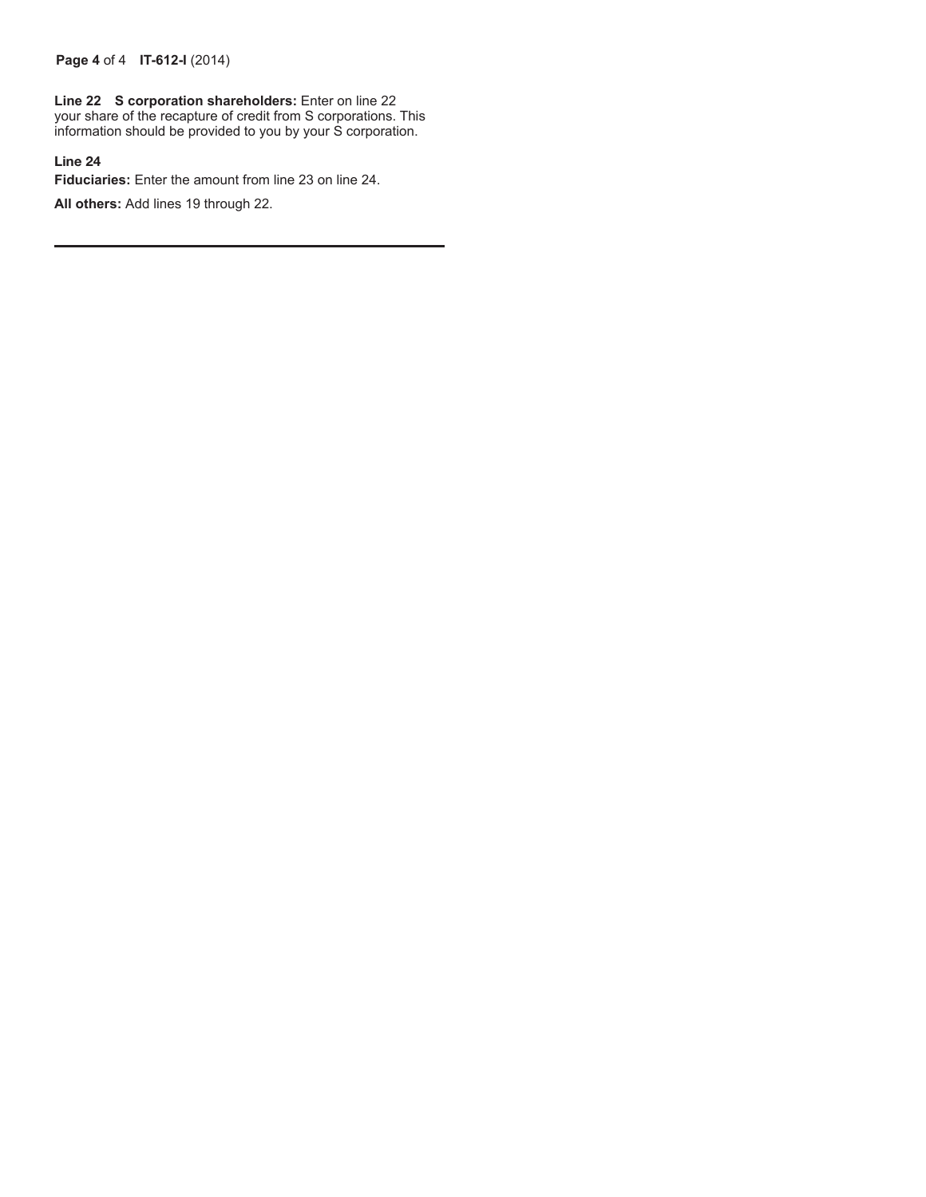**Line 22** **S corporation shareholders:** Enter on line 22 your share of the recapture of credit from S corporations. This information should be provided to you by your S corporation.

**Line 24**

**Fiduciaries:** Enter the amount from line 23 on line 24.

**All others:** Add lines 19 through 22.